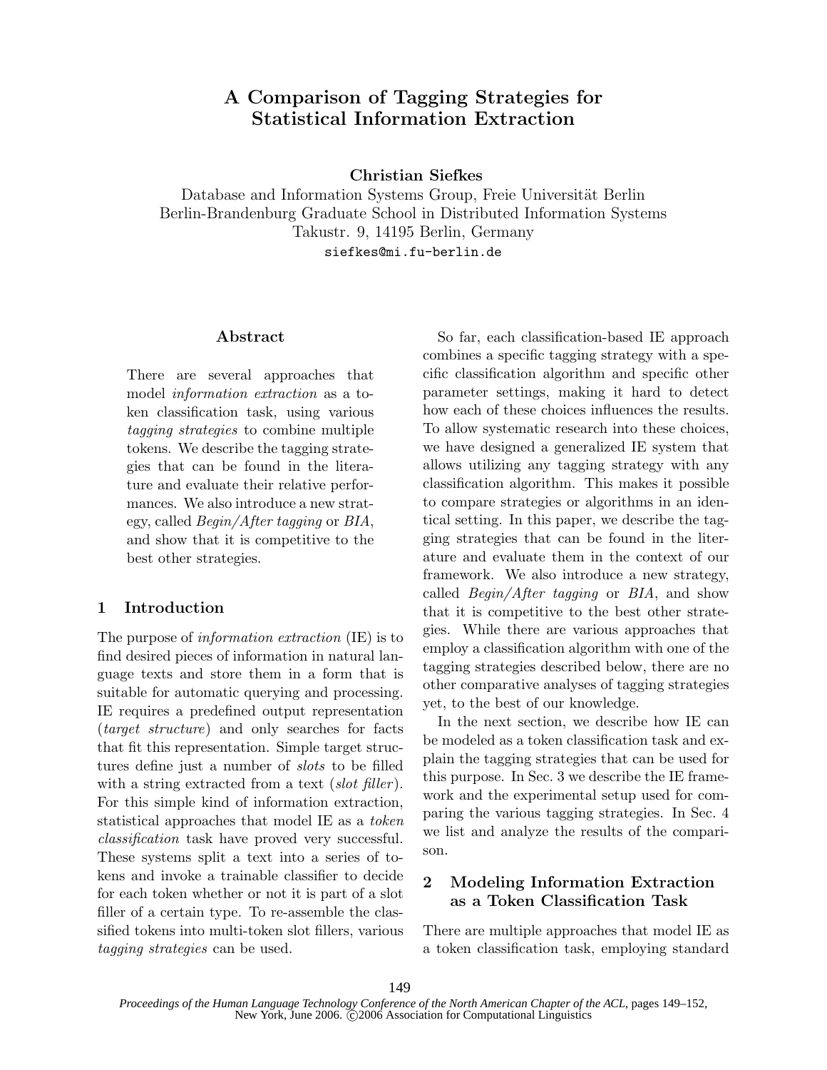# A Comparison of Tagging Strategies for Statistical Information Extraction

**Christian Siefkes**

Database and Information Systems Group, Freie Universität Berlin
Berlin-Brandenburg Graduate School in Distributed Information Systems
Takustr. 9, 14195 Berlin, Germany
siefkes@mi.fu-berlin.de

## Abstract

There are several approaches that model *information extraction* as a token classification task, using various *tagging strategies* to combine multiple tokens. We describe the tagging strategies that can be found in the literature and evaluate their relative performances. We also introduce a new strategy, called *Begin/After tagging* or *BIA*, and show that it is competitive to the best other strategies.

## 1 Introduction

The purpose of *information extraction* (IE) is to find desired pieces of information in natural language texts and store them in a form that is suitable for automatic querying and processing. IE requires a predefined output representation (*target structure*) and only searches for facts that fit this representation. Simple target structures define just a number of *slots* to be filled with a string extracted from a text (*slot filler*). For this simple kind of information extraction, statistical approaches that model IE as a *token classification* task have proved very successful. These systems split a text into a series of tokens and invoke a trainable classifier to decide for each token whether or not it is part of a slot filler of a certain type. To re-assemble the classified tokens into multi-token slot fillers, various *tagging strategies* can be used.

So far, each classification-based IE approach combines a specific tagging strategy with a specific classification algorithm and specific other parameter settings, making it hard to detect how each of these choices influences the results. To allow systematic research into these choices, we have designed a generalized IE system that allows utilizing any tagging strategy with any classification algorithm. This makes it possible to compare strategies or algorithms in an identical setting. In this paper, we describe the tagging strategies that can be found in the literature and evaluate them in the context of our framework. We also introduce a new strategy, called *Begin/After tagging* or *BIA*, and show that it is competitive to the best other strategies. While there are various approaches that employ a classification algorithm with one of the tagging strategies described below, there are no other comparative analyses of tagging strategies yet, to the best of our knowledge.

In the next section, we describe how IE can be modeled as a token classification task and explain the tagging strategies that can be used for this purpose. In Sec. 3 we describe the IE framework and the experimental setup used for comparing the various tagging strategies. In Sec. 4 we list and analyze the results of the comparison.

## 2 Modeling Information Extraction as a Token Classification Task

There are multiple approaches that model IE as a token classification task, employing standard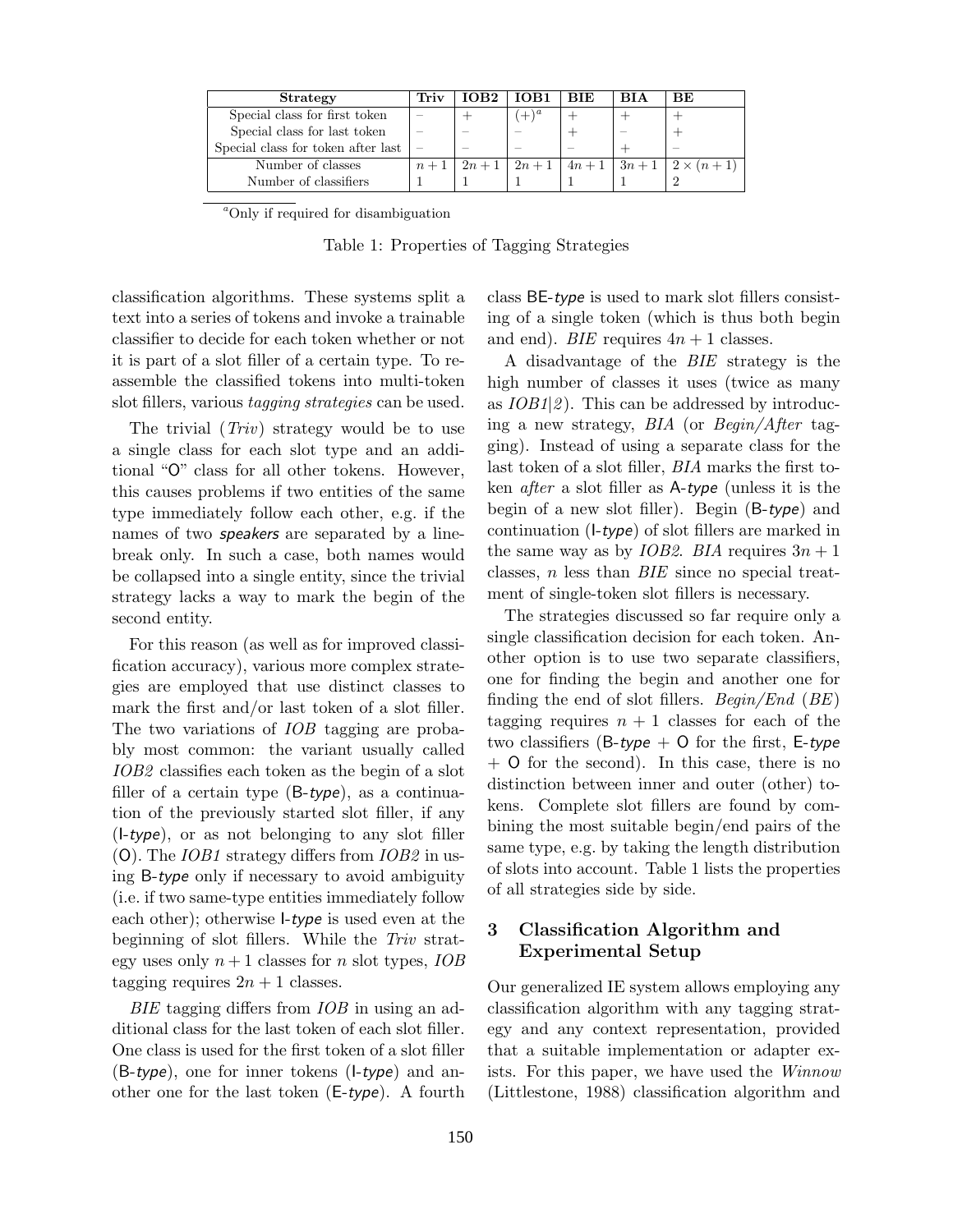| Strategy | Triv | IOB2 | IOB1 | BIE | BIA | BE |
|---|---|---|---|---|---|---|
| Special class for first token | – | + | $(+)^a$ | + | + | + |
| Special class for last token | – | – | – | + | – | + |
| Special class for token after last | – | – | – | – | + | – |
| Number of classes | $n+1$ | $2n+1$ | $2n+1$ | $4n+1$ | $3n+1$ | $2\times(n+1)$ |
| Number of classifiers | 1 | 1 | 1 | 1 | 1 | 2 |

[a] Only if required for disambiguation

Table 1: Properties of Tagging Strategies

classification algorithms. These systems split a text into a series of tokens and invoke a trainable classifier to decide for each token whether or not it is part of a slot filler of a certain type. To reassemble the classified tokens into multi-token slot fillers, various *tagging strategies* can be used.

The trivial (*Triv*) strategy would be to use a single class for each slot type and an additional "O" class for all other tokens. However, this causes problems if two entities of the same type immediately follow each other, e.g. if the names of two ***speakers*** are separated by a linebreak only. In such a case, both names would be collapsed into a single entity, since the trivial strategy lacks a way to mark the begin of the second entity.

For this reason (as well as for improved classification accuracy), various more complex strategies are employed that use distinct classes to mark the first and/or last token of a slot filler. The two variations of *IOB* tagging are probably most common: the variant usually called *IOB2* classifies each token as the begin of a slot filler of a certain type (B-*type*), as a continuation of the previously started slot filler, if any (I-*type*), or as not belonging to any slot filler (O). The *IOB1* strategy differs from *IOB2* in using B-*type* only if necessary to avoid ambiguity (i.e. if two same-type entities immediately follow each other); otherwise I-*type* is used even at the beginning of slot fillers. While the *Triv* strategy uses only $n+1$ classes for $n$ slot types, *IOB* tagging requires $2n+1$ classes.

*BIE* tagging differs from *IOB* in using an additional class for the last token of each slot filler. One class is used for the first token of a slot filler (B-*type*), one for inner tokens (I-*type*) and another one for the last token (E-*type*). A fourth class BE-*type* is used to mark slot fillers consisting of a single token (which is thus both begin and end). *BIE* requires $4n+1$ classes.

A disadvantage of the *BIE* strategy is the high number of classes it uses (twice as many as *IOB1|2*). This can be addressed by introducing a new strategy, *BIA* (or *Begin/After* tagging). Instead of using a separate class for the last token of a slot filler, *BIA* marks the first token *after* a slot filler as A-*type* (unless it is the begin of a new slot filler). Begin (B-*type*) and continuation (I-*type*) of slot fillers are marked in the same way as by *IOB2*. *BIA* requires $3n+1$ classes, $n$ less than *BIE* since no special treatment of single-token slot fillers is necessary.

The strategies discussed so far require only a single classification decision for each token. Another option is to use two separate classifiers, one for finding the begin and another one for finding the end of slot fillers. *Begin/End* (*BE*) tagging requires $n+1$ classes for each of the two classifiers (B-*type* + O for the first, E-*type* + O for the second). In this case, there is no distinction between inner and outer (other) tokens. Complete slot fillers are found by combining the most suitable begin/end pairs of the same type, e.g. by taking the length distribution of slots into account. Table 1 lists the properties of all strategies side by side.

## 3 Classification Algorithm and Experimental Setup

Our generalized IE system allows employing any classification algorithm with any tagging strategy and any context representation, provided that a suitable implementation or adapter exists. For this paper, we have used the *Winnow* (Littlestone, 1988) classification algorithm and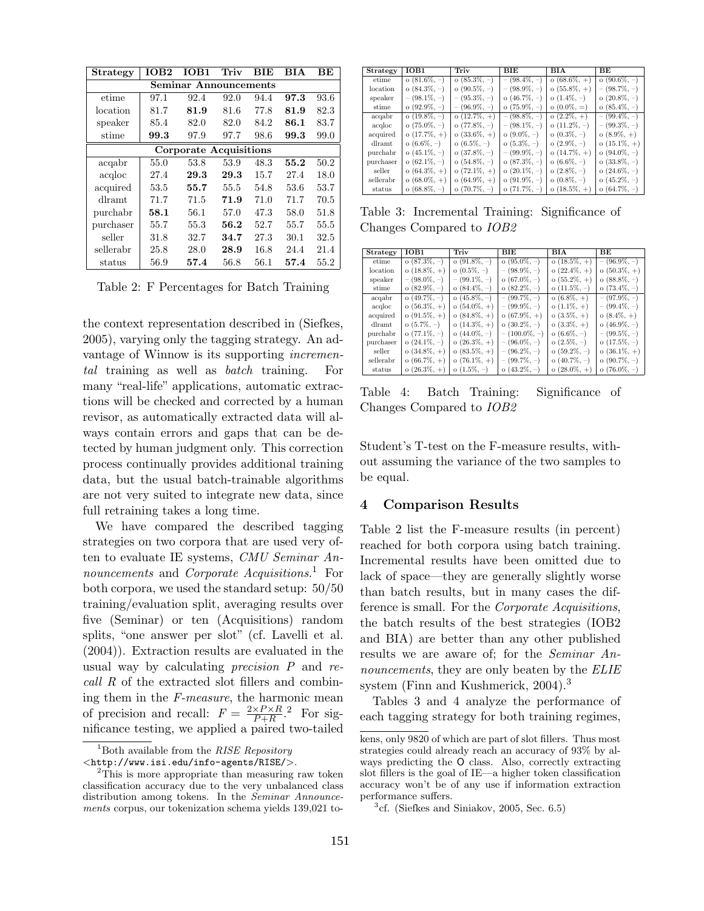| Strategy | IOB2 | IOB1 | Triv | BIE | BIA | BE |
|---|---|---|---|---|---|---|
| **Seminar Announcements** | | | | | | |
| etime | 97.1 | 92.4 | 92.0 | 94.4 | **97.3** | 93.6 |
| location | 81.7 | **81.9** | 81.6 | 77.8 | **81.9** | 82.3 |
| speaker | 85.4 | 82.0 | 82.0 | 84.2 | **86.1** | 83.7 |
| stime | **99.3** | 97.9 | 97.7 | 98.6 | **99.3** | 99.0 |
| **Corporate Acquisitions** | | | | | | |
| acqabr | 55.0 | 53.8 | 53.9 | 48.3 | **55.2** | 50.2 |
| acqloc | 27.4 | **29.3** | **29.3** | 15.7 | 27.4 | 18.0 |
| acquired | 53.5 | **55.7** | 55.5 | 54.8 | 53.6 | 53.7 |
| dlramt | 71.7 | 71.5 | **71.9** | 71.0 | 71.7 | 70.5 |
| purchabr | **58.1** | 56.1 | 57.0 | 47.3 | 58.0 | 51.8 |
| purchaser | 55.7 | 55.3 | **56.2** | 52.7 | 55.7 | 55.5 |
| seller | 31.8 | 32.7 | **34.7** | 27.3 | 30.1 | 32.5 |
| sellerabr | 25.8 | 28.0 | **28.9** | 16.8 | 24.4 | 21.4 |
| status | 56.9 | **57.4** | 56.8 | 56.1 | **57.4** | 55.2 |

Table 2: F Percentages for Batch Training

the context representation described in (Siefkes, 2005), varying only the tagging strategy. An advantage of Winnow is its supporting *incremental* training as well as *batch* training. For many "real-life" applications, automatic extractions will be checked and corrected by a human revisor, as automatically extracted data will always contain errors and gaps that can be detected by human judgment only. This correction process continually provides additional training data, but the usual batch-trainable algorithms are not very suited to integrate new data, since full retraining takes a long time.

We have compared the described tagging strategies on two corpora that are used very often to evaluate IE systems, *CMU Seminar Announcements* and *Corporate Acquisitions*.[1] For both corpora, we used the standard setup: 50/50 training/evaluation split, averaging results over five (Seminar) or ten (Acquisitions) random splits, "one answer per slot" (cf. Lavelli et al. (2004)). Extraction results are evaluated in the usual way by calculating *precision* $P$ and *recall* $R$ of the extracted slot fillers and combining them in the *F-measure*, the harmonic mean of precision and recall: $F = \frac{2 \times P \times R}{P+R}$.[2] For significance testing, we applied a paired two-tailed Student's T-test on the F-measure results, without assuming the variance of the two samples to be equal.

| Strategy | IOB1 | Triv | BIE | BIA | BE |
|---|---|---|---|---|---|
| etime | o (81.6%, –) | o (85.3%, –) | – (98.4%, –) | o (68.6%, +) | o (90.6%, –) |
| location | o (84.3%, –) | o (90.5%, –) | – (98.9%, –) | o (55.8%, +) | – (98.7%, –) |
| speaker | – (98.1%, –) | – (95.3%, –) | o (46.7%, –) | o (1.4%, –) | o (20.8%, –) |
| stime | o (92.9%, –) | – (96.9%, –) | o (75.9%, –) | o (0.0%, =) | o (85.4%, –) |
| acqabr | o (19.8%, –) | o (12.7%, +) | – (98.8%, –) | o (2.2%, +) | – (99.4%, –) |
| acqloc | o (75.0%, –) | o (77.8%, –) | – (98.1%, –) | o (11.2%, –) | – (99.3%, –) |
| acquired | o (17.7%, +) | o (33.6%, +) | o (9.0%, –) | o (0.3%, –) | o (8.9%, +) |
| dlramt | o (6.6%, –) | o (6.5%, –) | o (5.3%, –) | o (2.9%, –) | o (15.1%, +) |
| purchabr | o (45.1%, –) | o (37.8%, –) | – (99.9%, –) | o (14.7%, +) | o (94.0%, –) |
| purchaser | o (62.1%, –) | o (54.8%, –) | o (87.3%, –) | o (6.6%, –) | o (33.8%, –) |
| seller | o (64.3%, +) | o (72.1%, +) | o (20.1%, –) | o (2.8%, –) | o (24.6%, –) |
| sellerabr | o (68.0%, +) | o (64.9%, +) | o (91.9%, –) | o (0.8%, –) | o (45.2%, –) |
| status | o (68.8%, –) | o (70.7%, –) | o (71.7%, –) | o (18.5%, +) | o (64.7%, –) |

Table 3: Incremental Training: Significance of Changes Compared to *IOB2*

| Strategy | IOB1 | Triv | BIE | BIA | BE |
|---|---|---|---|---|---|
| etime | o (87.3%, –) | o (91.8%, –) | o (95.0%, –) | o (18.5%, +) | – (96.9%, –) |
| location | o (18.8%, +) | o (0.5%, –) | – (98.9%, –) | o (22.4%, +) | o (50.3%, +) |
| speaker | – (98.0%, –) | – (99.1%, –) | o (67.0%, –) | o (55.2%, +) | o (88.8%, –) |
| stime | o (82.9%, –) | o (84.4%, –) | o (82.2%, –) | o (11.5%, –) | o (73.4%, –) |
| acqabr | o (49.7%, –) | o (45.8%, –) | – (99.7%, –) | o (6.8%, +) | – (97.9%, –) |
| acqloc | o (56.3%, +) | o (54.0%, +) | – (99.9%, –) | o (1.1%, +) | – (99.4%, –) |
| acquired | o (91.5%, +) | o (84.8%, +) | o (67.9%, +) | o (3.5%, +) | o (8.4%, +) |
| dlramt | o (5.7%, –) | o (14.3%, +) | o (30.2%, –) | o (3.3%, +) | o (46.9%, –) |
| purchabr | o (77.1%, –) | o (44.0%, –) | – (100.0%, –) | o (6.6%, –) | – (99.5%, –) |
| purchaser | o (24.1%, –) | o (26.3%, +) | – (96.0%, –) | o (2.5%, –) | o (17.5%, –) |
| seller | o (34.8%, +) | o (83.5%, +) | – (96.2%, –) | o (59.2%, –) | o (36.1%, +) |
| sellerabr | o (66.7%, +) | o (76.1%, +) | – (99.7%, –) | o (40.7%, –) | o (90.7%, –) |
| status | o (26.3%, +) | o (1.5%, –) | o (43.2%, –) | o (28.0%, +) | o (76.0%, –) |

Table 4: Batch Training: Significance of Changes Compared to *IOB2*

## 4 Comparison Results

Table 2 list the F-measure results (in percent) reached for both corpora using batch training. Incremental results have been omitted due to lack of space—they are generally slightly worse than batch results, but in many cases the difference is small. For the *Corporate Acquisitions*, the batch results of the best strategies (IOB2 and BIA) are better than any other published results we are aware of; for the *Seminar Announcements*, they are only beaten by the *ELIE* system (Finn and Kushmerick, 2004).[3]

Tables 3 and 4 analyze the performance of each tagging strategy for both training regimes,

---

[1] Both available from the *RISE Repository* <http://www.isi.edu/info-agents/RISE/>.

[2] This is more appropriate than measuring raw token classification accuracy due to the very unbalanced class distribution among tokens. In the *Seminar Announcements* corpus, our tokenization schema yields 139,021 tokens, only 9820 of which are part of slot fillers. Thus most strategies could already reach an accuracy of 93% by always predicting the O class. Also, correctly extracting slot fillers is the goal of IE—a higher token classification accuracy won't be of any use if information extraction performance suffers.

[3] cf. (Siefkes and Siniakov, 2005, Sec. 6.5)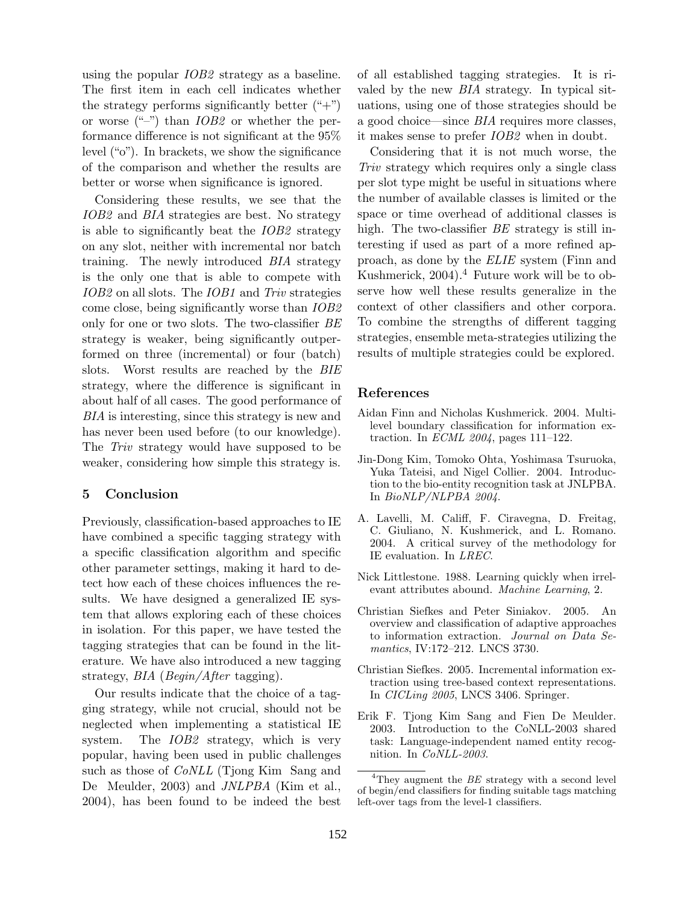using the popular *IOB2* strategy as a baseline. The first item in each cell indicates whether the strategy performs significantly better ("+") or worse ("–") than *IOB2* or whether the performance difference is not significant at the 95% level ("o"). In brackets, we show the significance of the comparison and whether the results are better or worse when significance is ignored.

Considering these results, we see that the *IOB2* and *BIA* strategies are best. No strategy is able to significantly beat the *IOB2* strategy on any slot, neither with incremental nor batch training. The newly introduced *BIA* strategy is the only one that is able to compete with *IOB2* on all slots. The *IOB1* and *Triv* strategies come close, being significantly worse than *IOB2* only for one or two slots. The two-classifier *BE* strategy is weaker, being significantly outperformed on three (incremental) or four (batch) slots. Worst results are reached by the *BIE* strategy, where the difference is significant in about half of all cases. The good performance of *BIA* is interesting, since this strategy is new and has never been used before (to our knowledge). The *Triv* strategy would have supposed to be weaker, considering how simple this strategy is.

## 5 Conclusion

Previously, classification-based approaches to IE have combined a specific tagging strategy with a specific classification algorithm and specific other parameter settings, making it hard to detect how each of these choices influences the results. We have designed a generalized IE system that allows exploring each of these choices in isolation. For this paper, we have tested the tagging strategies that can be found in the literature. We have also introduced a new tagging strategy, *BIA* (*Begin/After* tagging).

Our results indicate that the choice of a tagging strategy, while not crucial, should not be neglected when implementing a statistical IE system. The *IOB2* strategy, which is very popular, having been used in public challenges such as those of *CoNLL* (Tjong Kim Sang and De Meulder, 2003) and *JNLPBA* (Kim et al., 2004), has been found to be indeed the best of all established tagging strategies. It is rivaled by the new *BIA* strategy. In typical situations, using one of those strategies should be a good choice—since *BIA* requires more classes, it makes sense to prefer *IOB2* when in doubt.

Considering that it is not much worse, the *Triv* strategy which requires only a single class per slot type might be useful in situations where the number of available classes is limited or the space or time overhead of additional classes is high. The two-classifier *BE* strategy is still interesting if used as part of a more refined approach, as done by the *ELIE* system (Finn and Kushmerick, 2004).[4] Future work will be to observe how well these results generalize in the context of other classifiers and other corpora. To combine the strengths of different tagging strategies, ensemble meta-strategies utilizing the results of multiple strategies could be explored.

## References

Aidan Finn and Nicholas Kushmerick. 2004. Multi-level boundary classification for information extraction. In *ECML 2004*, pages 111–122.

Jin-Dong Kim, Tomoko Ohta, Yoshimasa Tsuruoka, Yuka Tateisi, and Nigel Collier. 2004. Introduction to the bio-entity recognition task at JNLPBA. In *BioNLP/NLPBA 2004*.

A. Lavelli, M. Califf, F. Ciravegna, D. Freitag, C. Giuliano, N. Kushmerick, and L. Romano. 2004. A critical survey of the methodology for IE evaluation. In *LREC*.

Nick Littlestone. 1988. Learning quickly when irrelevant attributes abound. *Machine Learning*, 2.

Christian Siefkes and Peter Siniakov. 2005. An overview and classification of adaptive approaches to information extraction. *Journal on Data Semantics*, IV:172–212. LNCS 3730.

Christian Siefkes. 2005. Incremental information extraction using tree-based context representations. In *CICLing 2005*, LNCS 3406. Springer.

Erik F. Tjong Kim Sang and Fien De Meulder. 2003. Introduction to the CoNLL-2003 shared task: Language-independent named entity recognition. In *CoNLL-2003*.

[4] They augment the *BE* strategy with a second level of begin/end classifiers for finding suitable tags matching left-over tags from the level-1 classifiers.